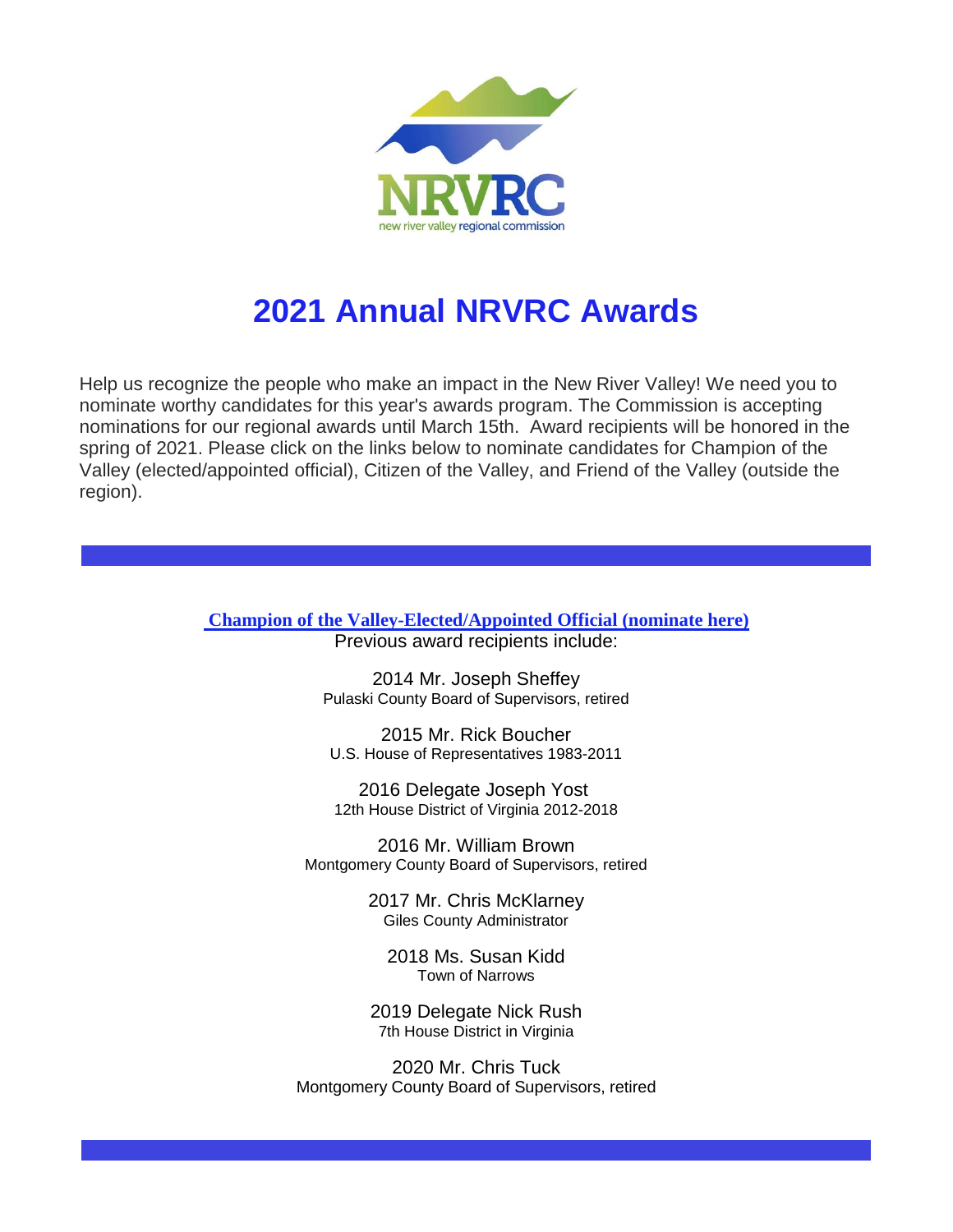NRVRC

new river valley regional commission

# 2021 Annual NRVRC Awards

Help us recognize the people who make an impact in the New River Valley! We need you to nominate worthy candidates for this year's awards program. The Commission is accepting nominations for our regional awards until March 15th. Award recipients will be honored in the spring of 2021. Please click on the links below to nominate candidates for Champion of the Valley (elected/appointed official), Citizen of the Valley, and Friend of the Valley (outside the region).

---

**Champion of the Valley-Elected/Appointed Official (nominate here)**

Previous award recipients include:

2014 Mr. Joseph Sheffey
Pulaski County Board of Supervisors, retired

2015 Mr. Rick Boucher
U.S. House of Representatives 1983-2011

2016 Delegate Joseph Yost
12th House District of Virginia 2012-2018

2016 Mr. William Brown
Montgomery County Board of Supervisors, retired

2017 Mr. Chris McKlarney
Giles County Administrator

2018 Ms. Susan Kidd
Town of Narrows

2019 Delegate Nick Rush
7th House District in Virginia

2020 Mr. Chris Tuck
Montgomery County Board of Supervisors, retired

---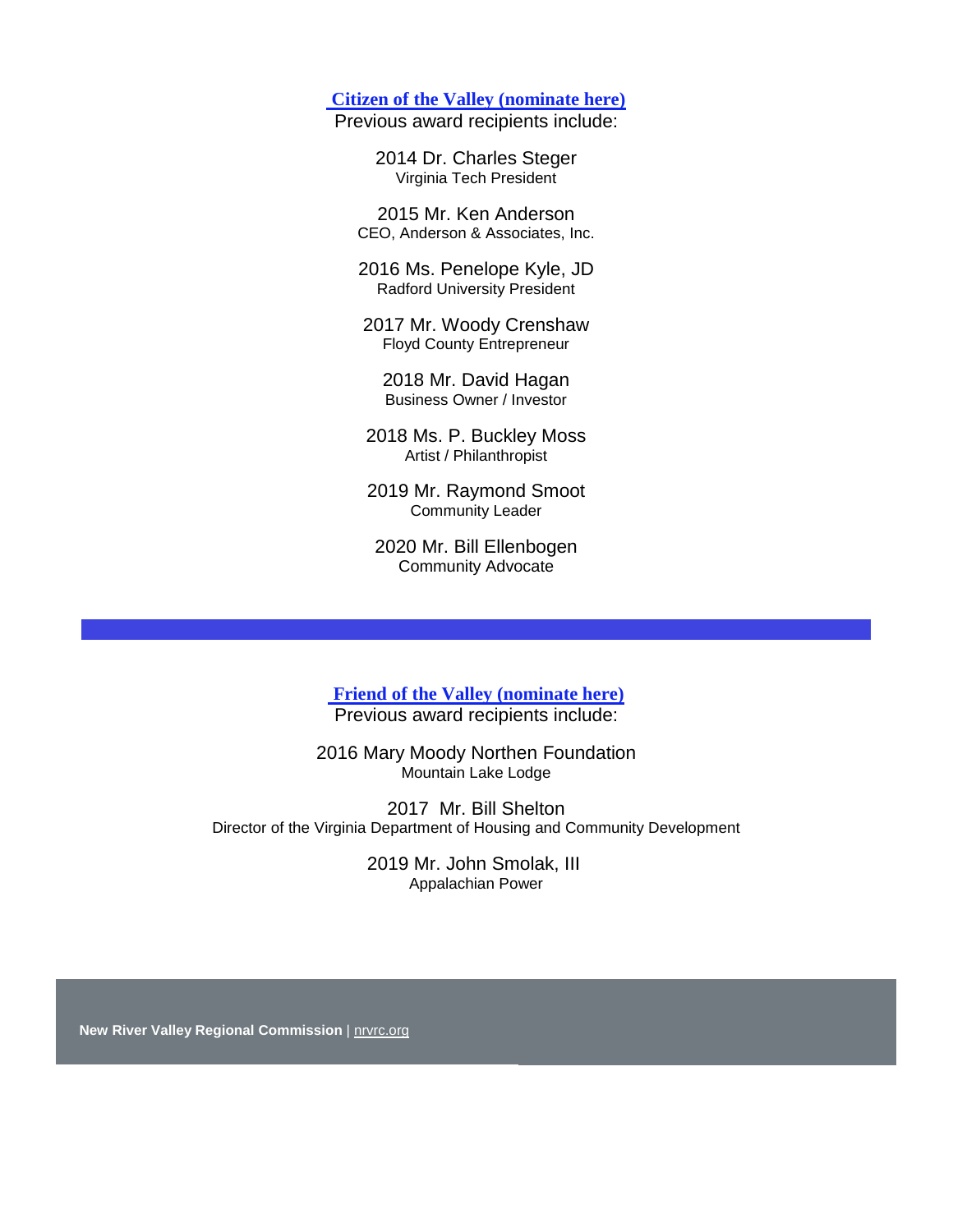## [Citizen of the Valley (nominate here)]

Previous award recipients include:

2014 Dr. Charles Steger
Virginia Tech President

2015 Mr. Ken Anderson
CEO, Anderson & Associates, Inc.

2016 Ms. Penelope Kyle, JD
Radford University President

2017 Mr. Woody Crenshaw
Floyd County Entrepreneur

2018 Mr. David Hagan
Business Owner / Investor

2018 Ms. P. Buckley Moss
Artist / Philanthropist

2019 Mr. Raymond Smoot
Community Leader

2020 Mr. Bill Ellenbogen
Community Advocate

---

## [Friend of the Valley (nominate here)]

Previous award recipients include:

2016 Mary Moody Northen Foundation
Mountain Lake Lodge

2017 Mr. Bill Shelton
Director of the Virginia Department of Housing and Community Development

2019 Mr. John Smolak, III
Appalachian Power

**New River Valley Regional Commission** | nrvrc.org